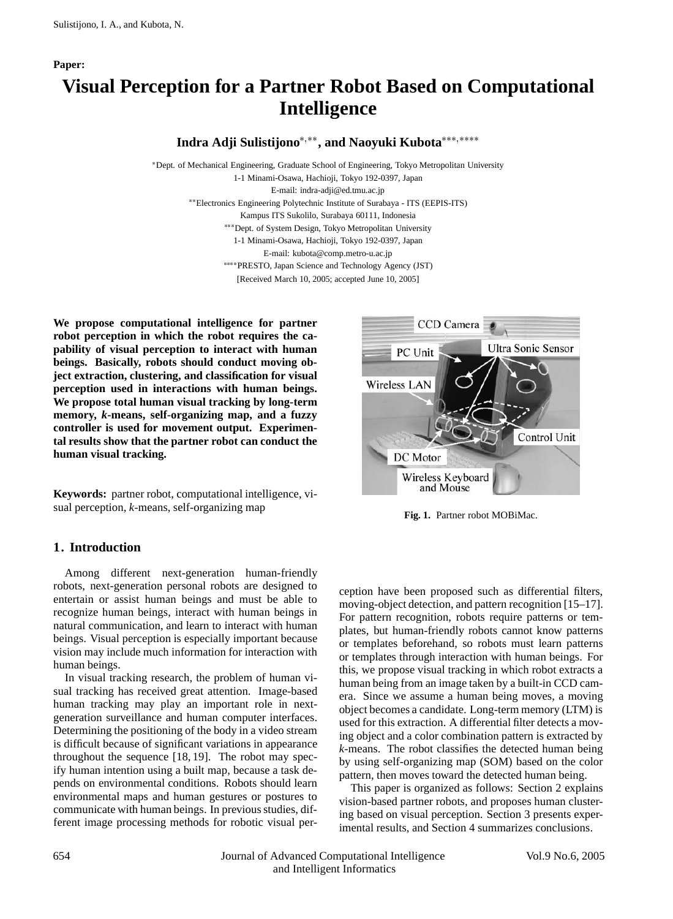**Paper:**

# Visual Perception for a Partner Robot Based on Computational Intelligence

**Indra Adji Sulistijono**[*,**]**, and Naoyuki Kubota**[***,****]

[*]Dept. of Mechanical Engineering, Graduate School of Engineering, Tokyo Metropolitan University
1-1 Minami-Osawa, Hachioji, Tokyo 192-0397, Japan
E-mail: indra-adji@ed.tmu.ac.jp
[**]Electronics Engineering Polytechnic Institute of Surabaya - ITS (EEPIS-ITS)
Kampus ITS Sukolilo, Surabaya 60111, Indonesia
[***]Dept. of System Design, Tokyo Metropolitan University
1-1 Minami-Osawa, Hachioji, Tokyo 192-0397, Japan
E-mail: kubota@comp.metro-u.ac.jp
[****]PRESTO, Japan Science and Technology Agency (JST)
[Received March 10, 2005; accepted June 10, 2005]

**We propose computational intelligence for partner robot perception in which the robot requires the capability of visual perception to interact with human beings. Basically, robots should conduct moving object extraction, clustering, and classification for visual perception used in interactions with human beings. We propose total human visual tracking by long-term memory, *k*-means, self-organizing map, and a fuzzy controller is used for movement output. Experimental results show that the partner robot can conduct the human visual tracking.**

**Keywords:** partner robot, computational intelligence, visual perception, *k*-means, self-organizing map

**Fig. 1.** Partner robot MOBiMac.

## 1. Introduction

Among different next-generation human-friendly robots, next-generation personal robots are designed to entertain or assist human beings and must be able to recognize human beings, interact with human beings in natural communication, and learn to interact with human beings. Visual perception is especially important because vision may include much information for interaction with human beings.

In visual tracking research, the problem of human visual tracking has received great attention. Image-based human tracking may play an important role in next-generation surveillance and human computer interfaces. Determining the positioning of the body in a video stream is difficult because of significant variations in appearance throughout the sequence [18, 19]. The robot may specify human intention using a built map, because a task depends on environmental conditions. Robots should learn environmental maps and human gestures or postures to communicate with human beings. In previous studies, different image processing methods for robotic visual perception have been proposed such as differential filters, moving-object detection, and pattern recognition [15–17]. For pattern recognition, robots require patterns or templates, but human-friendly robots cannot know patterns or templates beforehand, so robots must learn patterns or templates through interaction with human beings. For this, we propose visual tracking in which robot extracts a human being from an image taken by a built-in CCD camera. Since we assume a human being moves, a moving object becomes a candidate. Long-term memory (LTM) is used for this extraction. A differential filter detects a moving object and a color combination pattern is extracted by *k*-means. The robot classifies the detected human being by using self-organizing map (SOM) based on the color pattern, then moves toward the detected human being.

This paper is organized as follows: Section 2 explains vision-based partner robots, and proposes human clustering based on visual perception. Section 3 presents experimental results, and Section 4 summarizes conclusions.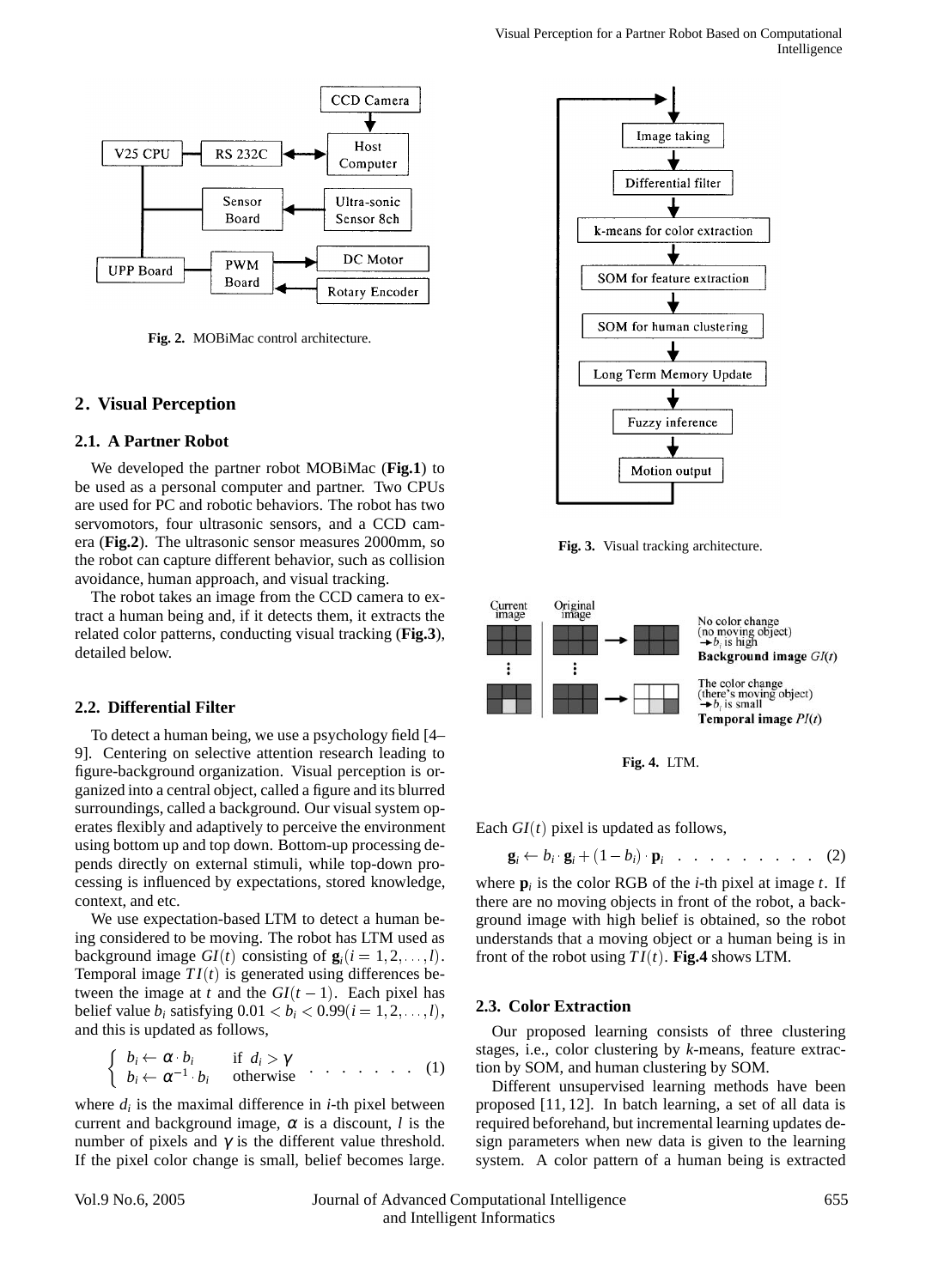Fig. 2. MOBiMac control architecture.

## 2. Visual Perception

### 2.1. A Partner Robot

We developed the partner robot MOBiMac (**Fig.1**) to be used as a personal computer and partner. Two CPUs are used for PC and robotic behaviors. The robot has two servomotors, four ultrasonic sensors, and a CCD camera (**Fig.2**). The ultrasonic sensor measures 2000mm, so the robot can capture different behavior, such as collision avoidance, human approach, and visual tracking.

The robot takes an image from the CCD camera to extract a human being and, if it detects them, it extracts the related color patterns, conducting visual tracking (**Fig.3**), detailed below.

### 2.2. Differential Filter

To detect a human being, we use a psychology field [4–9]. Centering on selective attention research leading to figure-background organization. Visual perception is organized into a central object, called a figure and its blurred surroundings, called a background. Our visual system operates flexibly and adaptively to perceive the environment using bottom up and top down. Bottom-up processing depends directly on external stimuli, while top-down processing is influenced by expectations, stored knowledge, context, and etc.

We use expectation-based LTM to detect a human being considered to be moving. The robot has LTM used as background image $GI(t)$ consisting of $\mathbf{g}_i (i = 1, 2, \ldots, l)$. Temporal image $TI(t)$ is generated using differences between the image at $t$ and the $GI(t-1)$. Each pixel has belief value $b_i$ satisfying $0.01 < b_i < 0.99 (i = 1, 2, \ldots, l)$, and this is updated as follows,

$$\begin{cases} b_i \leftarrow \alpha \cdot b_i & \text{if } d_i > \gamma \\ b_i \leftarrow \alpha^{-1} \cdot b_i & \text{otherwise} \end{cases} \quad \ldots \ldots \ldots (1)$$

where $d_i$ is the maximal difference in $i$-th pixel between current and background image, $\alpha$ is a discount, $l$ is the number of pixels and $\gamma$ is the different value threshold. If the pixel color change is small, belief becomes large.

Fig. 3. Visual tracking architecture.

Fig. 4. LTM.

Each $GI(t)$ pixel is updated as follows,

$$\mathbf{g}_i \leftarrow b_i \cdot \mathbf{g}_i + (1 - b_i) \cdot \mathbf{p}_i \quad \ldots \ldots \ldots \ldots (2)$$

where $\mathbf{p}_i$ is the color RGB of the $i$-th pixel at image $t$. If there are no moving objects in front of the robot, a background image with high belief is obtained, so the robot understands that a moving object or a human being is in front of the robot using $TI(t)$. **Fig.4** shows LTM.

### 2.3. Color Extraction

Our proposed learning consists of three clustering stages, i.e., color clustering by $k$-means, feature extraction by SOM, and human clustering by SOM.

Different unsupervised learning methods have been proposed [11, 12]. In batch learning, a set of all data is required beforehand, but incremental learning updates design parameters when new data is given to the learning system. A color pattern of a human being is extracted